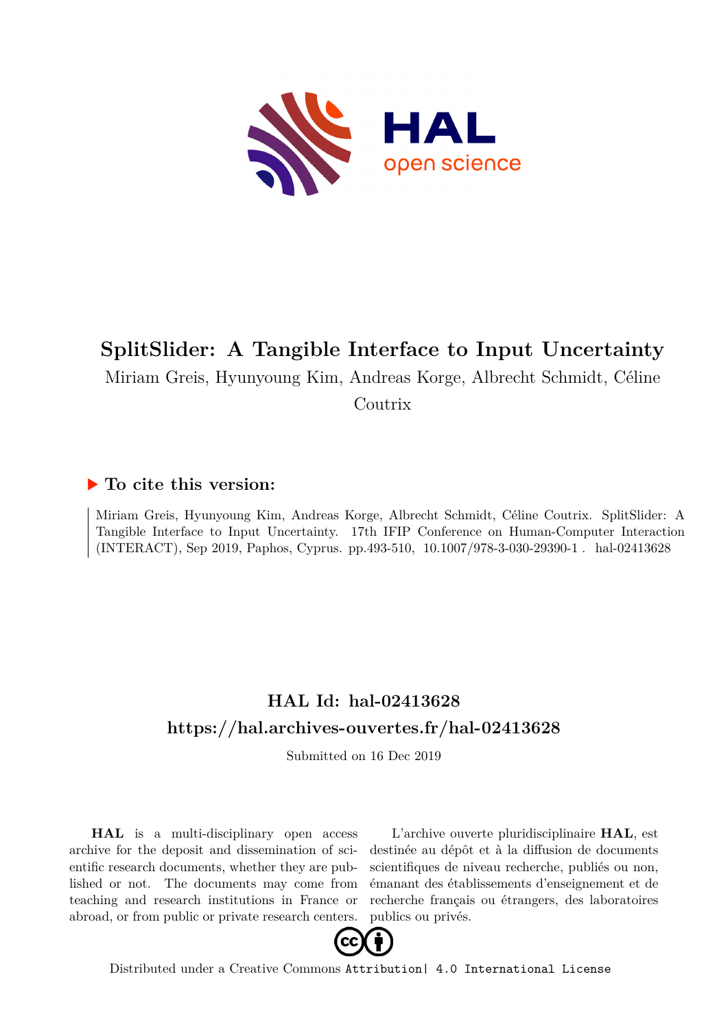# SplitSlider: A Tangible Interface to Input Uncertainty

Miriam Greis, Hyunyoung Kim, Andreas Korge, Albrecht Schmidt, Céline Coutrix

## ▶ To cite this version:

Miriam Greis, Hyunyoung Kim, Andreas Korge, Albrecht Schmidt, Céline Coutrix. SplitSlider: A Tangible Interface to Input Uncertainty. 17th IFIP Conference on Human-Computer Interaction (INTERACT), Sep 2019, Paphos, Cyprus. pp.493-510, 10.1007/978-3-030-29390-1 . hal-02413628

## HAL Id: hal-02413628
## https://hal.archives-ouvertes.fr/hal-02413628

Submitted on 16 Dec 2019

**HAL** is a multi-disciplinary open access archive for the deposit and dissemination of scientific research documents, whether they are published or not. The documents may come from teaching and research institutions in France or abroad, or from public or private research centers.

L'archive ouverte pluridisciplinaire **HAL**, est destinée au dépôt et à la diffusion de documents scientifiques de niveau recherche, publiés ou non, émanant des établissements d'enseignement et de recherche français ou étrangers, des laboratoires publics ou privés.

Distributed under a Creative Commons Attribution| 4.0 International License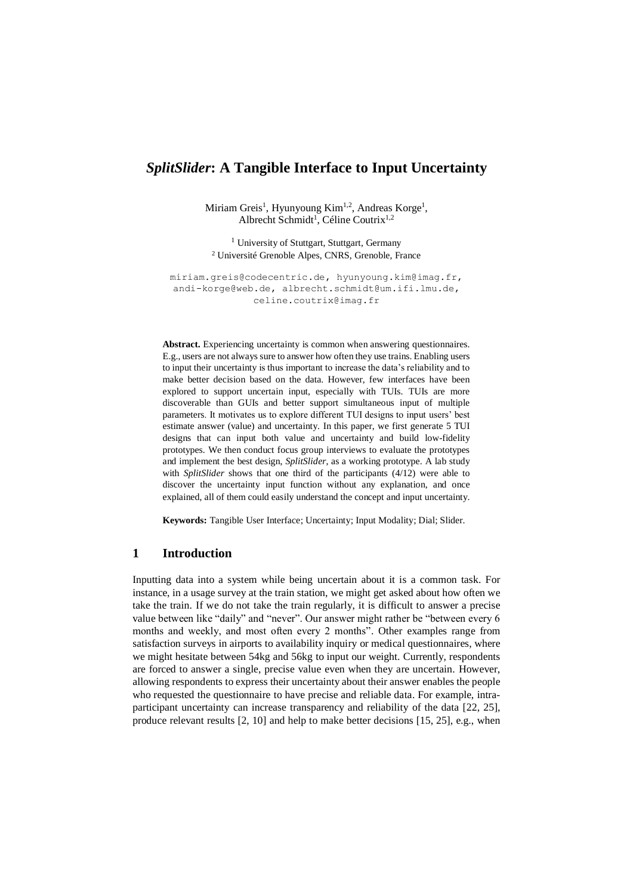# *SplitSlider*: A Tangible Interface to Input Uncertainty

Miriam Greis[1], Hyunyoung Kim[1,2], Andreas Korge[1],
Albrecht Schmidt[1], Céline Coutrix[1,2]

[1] University of Stuttgart, Stuttgart, Germany
[2] Université Grenoble Alpes, CNRS, Grenoble, France

miriam.greis@codecentric.de, hyunyoung.kim@imag.fr,
andi-korge@web.de, albrecht.schmidt@um.ifi.lmu.de,
celine.coutrix@imag.fr

**Abstract.** Experiencing uncertainty is common when answering questionnaires. E.g., users are not always sure to answer how often they use trains. Enabling users to input their uncertainty is thus important to increase the data's reliability and to make better decision based on the data. However, few interfaces have been explored to support uncertain input, especially with TUIs. TUIs are more discoverable than GUIs and better support simultaneous input of multiple parameters. It motivates us to explore different TUI designs to input users' best estimate answer (value) and uncertainty. In this paper, we first generate 5 TUI designs that can input both value and uncertainty and build low-fidelity prototypes. We then conduct focus group interviews to evaluate the prototypes and implement the best design, *SplitSlider*, as a working prototype. A lab study with *SplitSlider* shows that one third of the participants (4/12) were able to discover the uncertainty input function without any explanation, and once explained, all of them could easily understand the concept and input uncertainty.

**Keywords:** Tangible User Interface; Uncertainty; Input Modality; Dial; Slider.

## 1 Introduction

Inputting data into a system while being uncertain about it is a common task. For instance, in a usage survey at the train station, we might get asked about how often we take the train. If we do not take the train regularly, it is difficult to answer a precise value between like "daily" and "never". Our answer might rather be "between every 6 months and weekly, and most often every 2 months". Other examples range from satisfaction surveys in airports to availability inquiry or medical questionnaires, where we might hesitate between 54kg and 56kg to input our weight. Currently, respondents are forced to answer a single, precise value even when they are uncertain. However, allowing respondents to express their uncertainty about their answer enables the people who requested the questionnaire to have precise and reliable data. For example, intra-participant uncertainty can increase transparency and reliability of the data [22, 25], produce relevant results [2, 10] and help to make better decisions [15, 25], e.g., when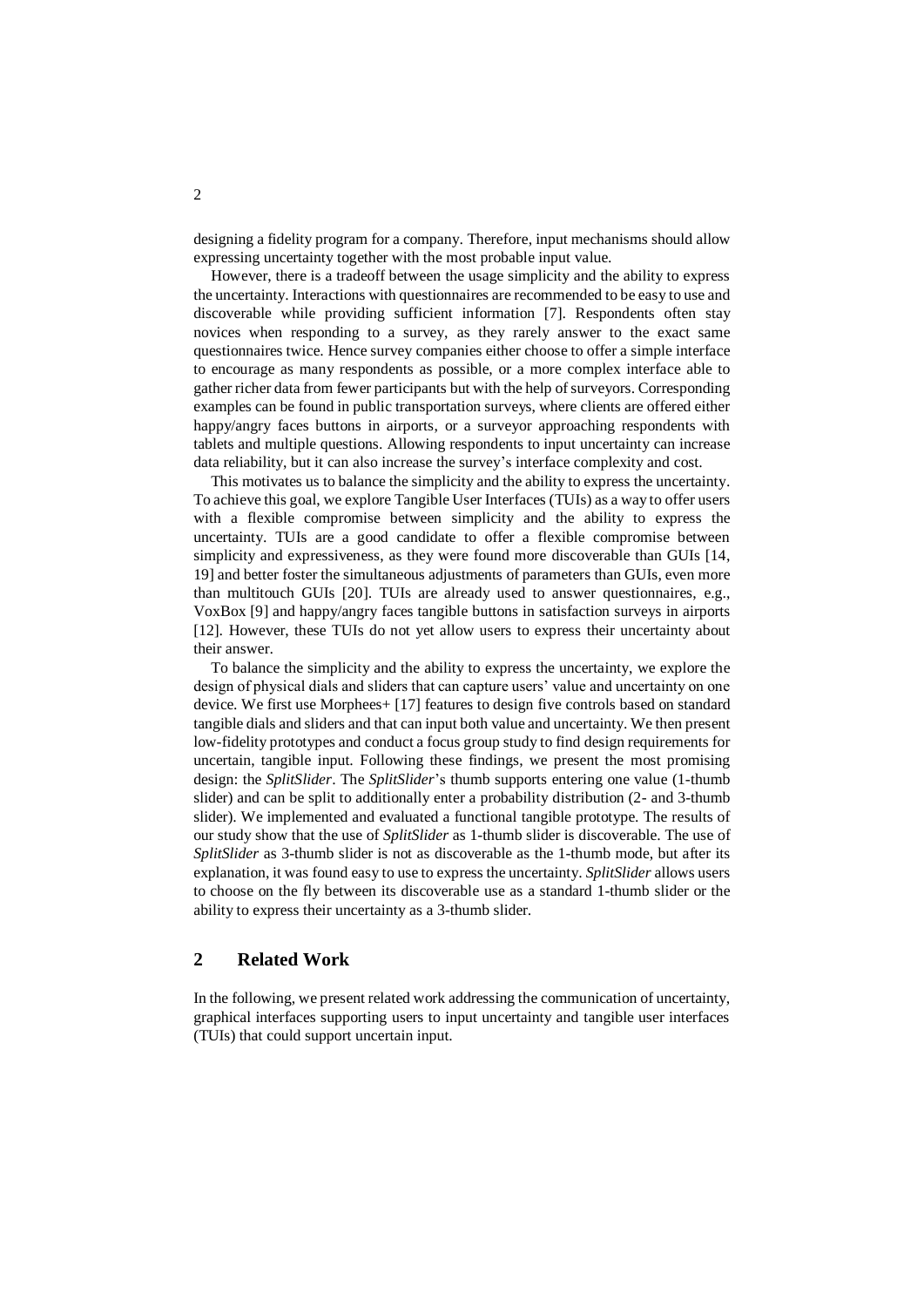designing a fidelity program for a company. Therefore, input mechanisms should allow expressing uncertainty together with the most probable input value.

However, there is a tradeoff between the usage simplicity and the ability to express the uncertainty. Interactions with questionnaires are recommended to be easy to use and discoverable while providing sufficient information [7]. Respondents often stay novices when responding to a survey, as they rarely answer to the exact same questionnaires twice. Hence survey companies either choose to offer a simple interface to encourage as many respondents as possible, or a more complex interface able to gather richer data from fewer participants but with the help of surveyors. Corresponding examples can be found in public transportation surveys, where clients are offered either happy/angry faces buttons in airports, or a surveyor approaching respondents with tablets and multiple questions. Allowing respondents to input uncertainty can increase data reliability, but it can also increase the survey's interface complexity and cost.

This motivates us to balance the simplicity and the ability to express the uncertainty. To achieve this goal, we explore Tangible User Interfaces (TUIs) as a way to offer users with a flexible compromise between simplicity and the ability to express the uncertainty. TUIs are a good candidate to offer a flexible compromise between simplicity and expressiveness, as they were found more discoverable than GUIs [14, 19] and better foster the simultaneous adjustments of parameters than GUIs, even more than multitouch GUIs [20]. TUIs are already used to answer questionnaires, e.g., VoxBox [9] and happy/angry faces tangible buttons in satisfaction surveys in airports [12]. However, these TUIs do not yet allow users to express their uncertainty about their answer.

To balance the simplicity and the ability to express the uncertainty, we explore the design of physical dials and sliders that can capture users' value and uncertainty on one device. We first use Morphees+ [17] features to design five controls based on standard tangible dials and sliders and that can input both value and uncertainty. We then present low-fidelity prototypes and conduct a focus group study to find design requirements for uncertain, tangible input. Following these findings, we present the most promising design: the *SplitSlider*. The *SplitSlider*'s thumb supports entering one value (1-thumb slider) and can be split to additionally enter a probability distribution (2- and 3-thumb slider). We implemented and evaluated a functional tangible prototype. The results of our study show that the use of *SplitSlider* as 1-thumb slider is discoverable. The use of *SplitSlider* as 3-thumb slider is not as discoverable as the 1-thumb mode, but after its explanation, it was found easy to use to express the uncertainty. *SplitSlider* allows users to choose on the fly between its discoverable use as a standard 1-thumb slider or the ability to express their uncertainty as a 3-thumb slider.

## 2 Related Work

In the following, we present related work addressing the communication of uncertainty, graphical interfaces supporting users to input uncertainty and tangible user interfaces (TUIs) that could support uncertain input.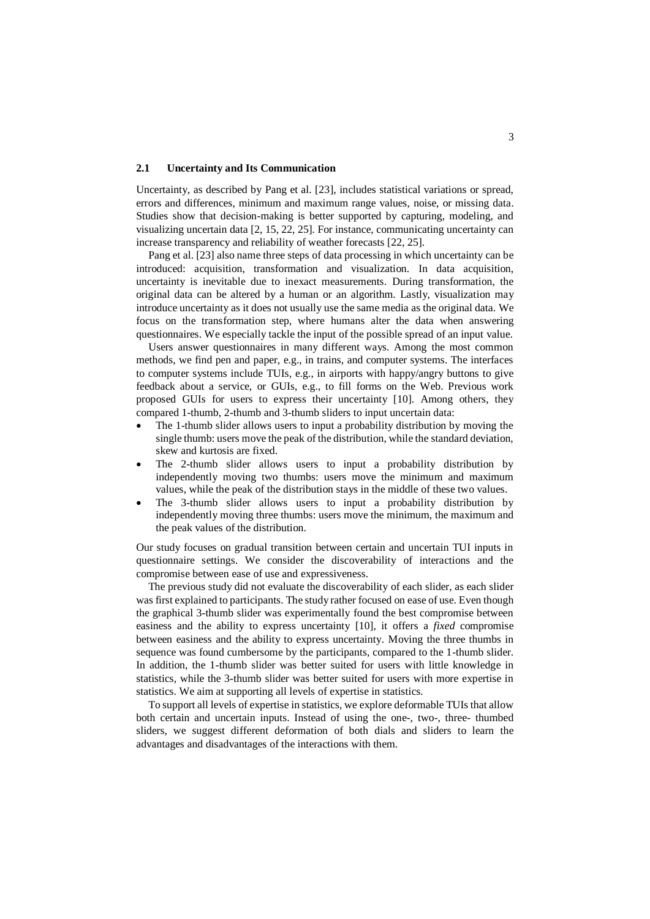## 2.1 Uncertainty and Its Communication

Uncertainty, as described by Pang et al. [23], includes statistical variations or spread, errors and differences, minimum and maximum range values, noise, or missing data. Studies show that decision-making is better supported by capturing, modeling, and visualizing uncertain data [2, 15, 22, 25]. For instance, communicating uncertainty can increase transparency and reliability of weather forecasts [22, 25].

Pang et al. [23] also name three steps of data processing in which uncertainty can be introduced: acquisition, transformation and visualization. In data acquisition, uncertainty is inevitable due to inexact measurements. During transformation, the original data can be altered by a human or an algorithm. Lastly, visualization may introduce uncertainty as it does not usually use the same media as the original data. We focus on the transformation step, where humans alter the data when answering questionnaires. We especially tackle the input of the possible spread of an input value.

Users answer questionnaires in many different ways. Among the most common methods, we find pen and paper, e.g., in trains, and computer systems. The interfaces to computer systems include TUIs, e.g., in airports with happy/angry buttons to give feedback about a service, or GUIs, e.g., to fill forms on the Web. Previous work proposed GUIs for users to express their uncertainty [10]. Among others, they compared 1-thumb, 2-thumb and 3-thumb sliders to input uncertain data:

- The 1-thumb slider allows users to input a probability distribution by moving the single thumb: users move the peak of the distribution, while the standard deviation, skew and kurtosis are fixed.
- The 2-thumb slider allows users to input a probability distribution by independently moving two thumbs: users move the minimum and maximum values, while the peak of the distribution stays in the middle of these two values.
- The 3-thumb slider allows users to input a probability distribution by independently moving three thumbs: users move the minimum, the maximum and the peak values of the distribution.

Our study focuses on gradual transition between certain and uncertain TUI inputs in questionnaire settings. We consider the discoverability of interactions and the compromise between ease of use and expressiveness.

The previous study did not evaluate the discoverability of each slider, as each slider was first explained to participants. The study rather focused on ease of use. Even though the graphical 3-thumb slider was experimentally found the best compromise between easiness and the ability to express uncertainty [10], it offers a *fixed* compromise between easiness and the ability to express uncertainty. Moving the three thumbs in sequence was found cumbersome by the participants, compared to the 1-thumb slider. In addition, the 1-thumb slider was better suited for users with little knowledge in statistics, while the 3-thumb slider was better suited for users with more expertise in statistics. We aim at supporting all levels of expertise in statistics.

To support all levels of expertise in statistics, we explore deformable TUIs that allow both certain and uncertain inputs. Instead of using the one-, two-, three- thumbed sliders, we suggest different deformation of both dials and sliders to learn the advantages and disadvantages of the interactions with them.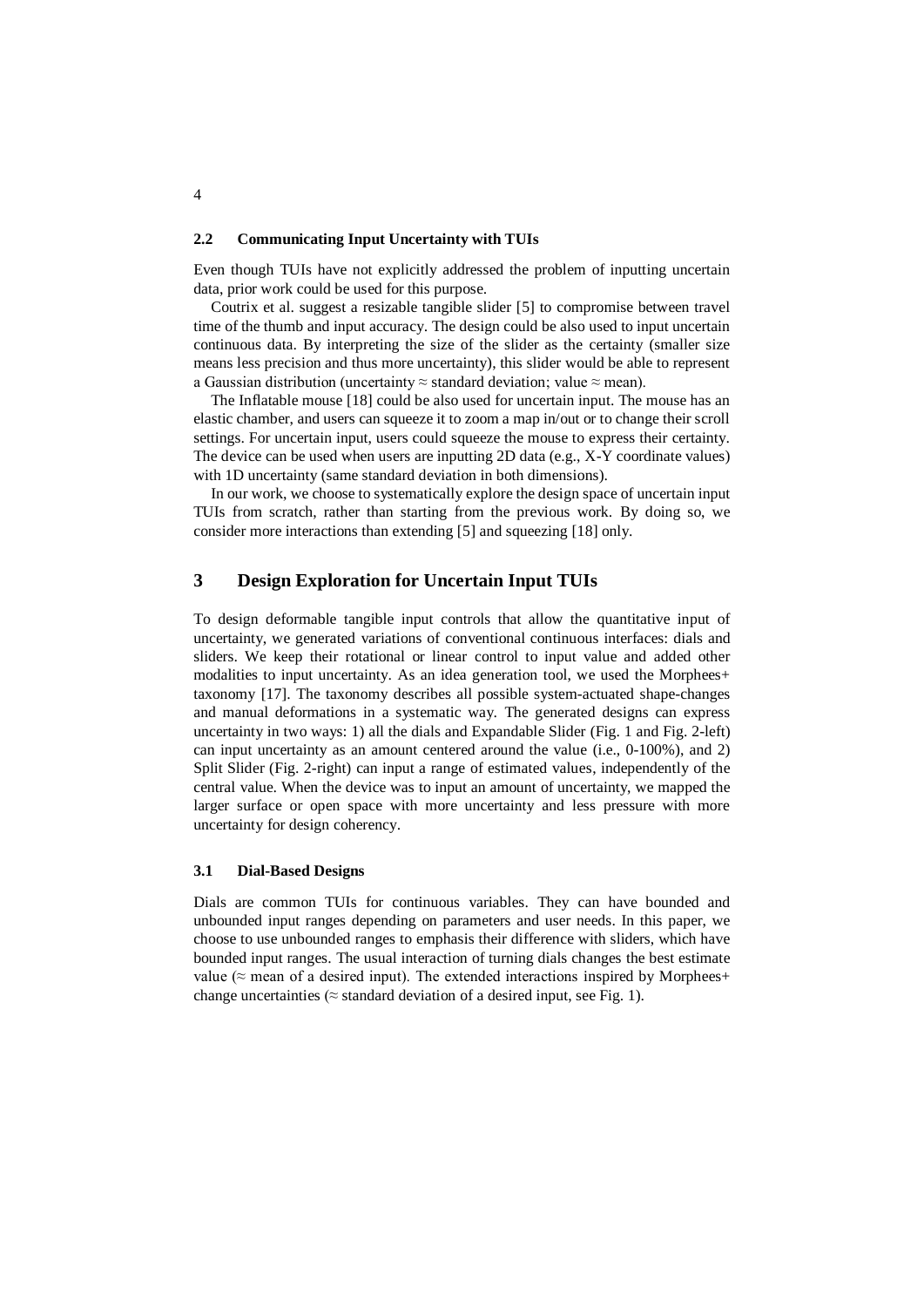### 2.2 Communicating Input Uncertainty with TUIs

Even though TUIs have not explicitly addressed the problem of inputting uncertain data, prior work could be used for this purpose.

Coutrix et al. suggest a resizable tangible slider [5] to compromise between travel time of the thumb and input accuracy. The design could be also used to input uncertain continuous data. By interpreting the size of the slider as the certainty (smaller size means less precision and thus more uncertainty), this slider would be able to represent a Gaussian distribution (uncertainty ≈ standard deviation; value ≈ mean).

The Inflatable mouse [18] could be also used for uncertain input. The mouse has an elastic chamber, and users can squeeze it to zoom a map in/out or to change their scroll settings. For uncertain input, users could squeeze the mouse to express their certainty. The device can be used when users are inputting 2D data (e.g., X-Y coordinate values) with 1D uncertainty (same standard deviation in both dimensions).

In our work, we choose to systematically explore the design space of uncertain input TUIs from scratch, rather than starting from the previous work. By doing so, we consider more interactions than extending [5] and squeezing [18] only.

## 3 Design Exploration for Uncertain Input TUIs

To design deformable tangible input controls that allow the quantitative input of uncertainty, we generated variations of conventional continuous interfaces: dials and sliders. We keep their rotational or linear control to input value and added other modalities to input uncertainty. As an idea generation tool, we used the Morphees+ taxonomy [17]. The taxonomy describes all possible system-actuated shape-changes and manual deformations in a systematic way. The generated designs can express uncertainty in two ways: 1) all the dials and Expandable Slider (Fig. 1 and Fig. 2-left) can input uncertainty as an amount centered around the value (i.e., 0-100%), and 2) Split Slider (Fig. 2-right) can input a range of estimated values, independently of the central value. When the device was to input an amount of uncertainty, we mapped the larger surface or open space with more uncertainty and less pressure with more uncertainty for design coherency.

### 3.1 Dial-Based Designs

Dials are common TUIs for continuous variables. They can have bounded and unbounded input ranges depending on parameters and user needs. In this paper, we choose to use unbounded ranges to emphasis their difference with sliders, which have bounded input ranges. The usual interaction of turning dials changes the best estimate value (≈ mean of a desired input). The extended interactions inspired by Morphees+ change uncertainties (≈ standard deviation of a desired input, see Fig. 1).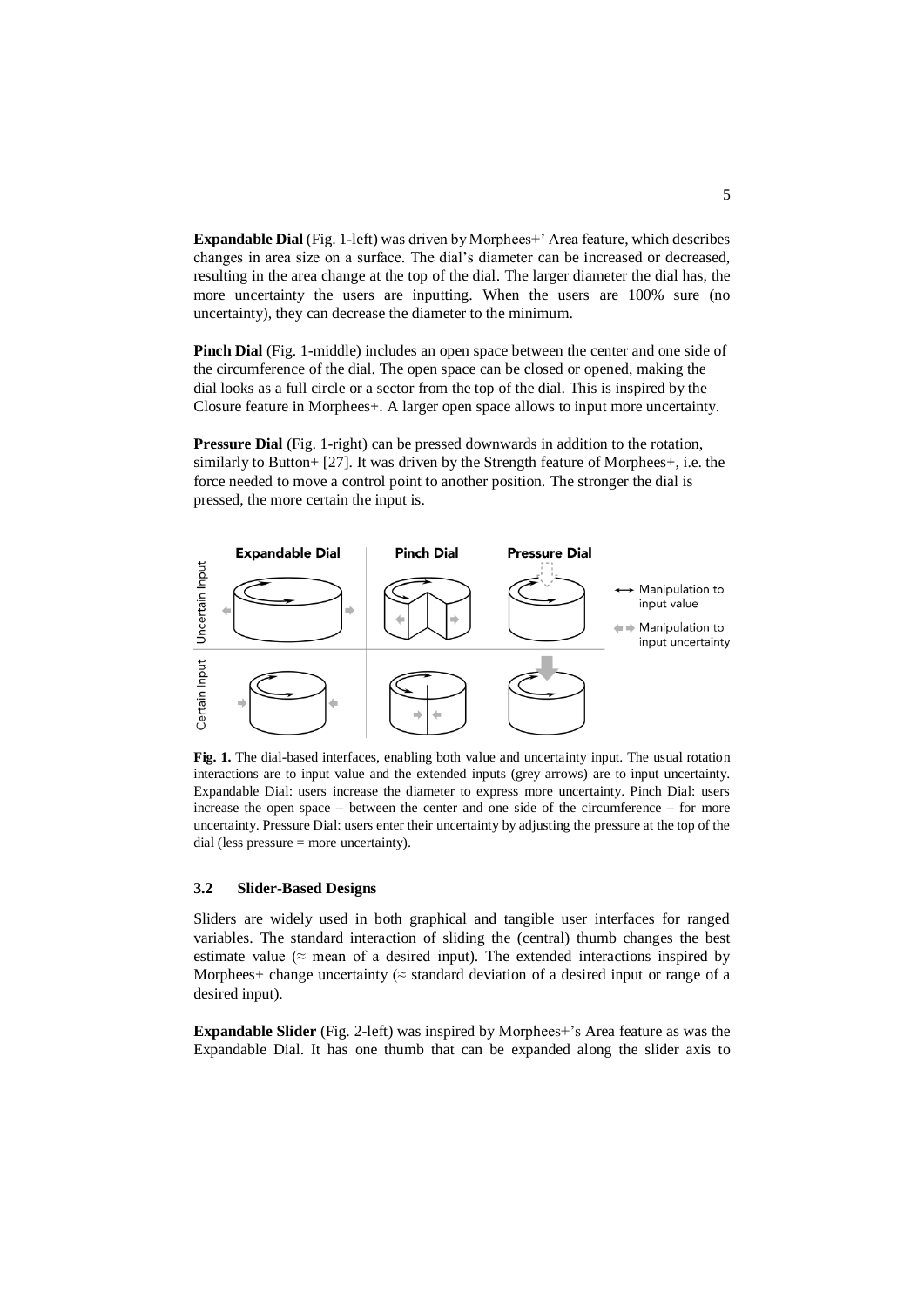**Expandable Dial** (Fig. 1-left) was driven by Morphees+' Area feature, which describes changes in area size on a surface. The dial's diameter can be increased or decreased, resulting in the area change at the top of the dial. The larger diameter the dial has, the more uncertainty the users are inputting. When the users are 100% sure (no uncertainty), they can decrease the diameter to the minimum.

**Pinch Dial** (Fig. 1-middle) includes an open space between the center and one side of the circumference of the dial. The open space can be closed or opened, making the dial looks as a full circle or a sector from the top of the dial. This is inspired by the Closure feature in Morphees+. A larger open space allows to input more uncertainty.

**Pressure Dial** (Fig. 1-right) can be pressed downwards in addition to the rotation, similarly to Button+ [27]. It was driven by the Strength feature of Morphees+, i.e. the force needed to move a control point to another position. The stronger the dial is pressed, the more certain the input is.

**Fig. 1.** The dial-based interfaces, enabling both value and uncertainty input. The usual rotation interactions are to input value and the extended inputs (grey arrows) are to input uncertainty. Expandable Dial: users increase the diameter to express more uncertainty. Pinch Dial: users increase the open space – between the center and one side of the circumference – for more uncertainty. Pressure Dial: users enter their uncertainty by adjusting the pressure at the top of the dial (less pressure = more uncertainty).

### 3.2 Slider-Based Designs

Sliders are widely used in both graphical and tangible user interfaces for ranged variables. The standard interaction of sliding the (central) thumb changes the best estimate value (≈ mean of a desired input). The extended interactions inspired by Morphees+ change uncertainty (≈ standard deviation of a desired input or range of a desired input).

**Expandable Slider** (Fig. 2-left) was inspired by Morphees+'s Area feature as was the Expandable Dial. It has one thumb that can be expanded along the slider axis to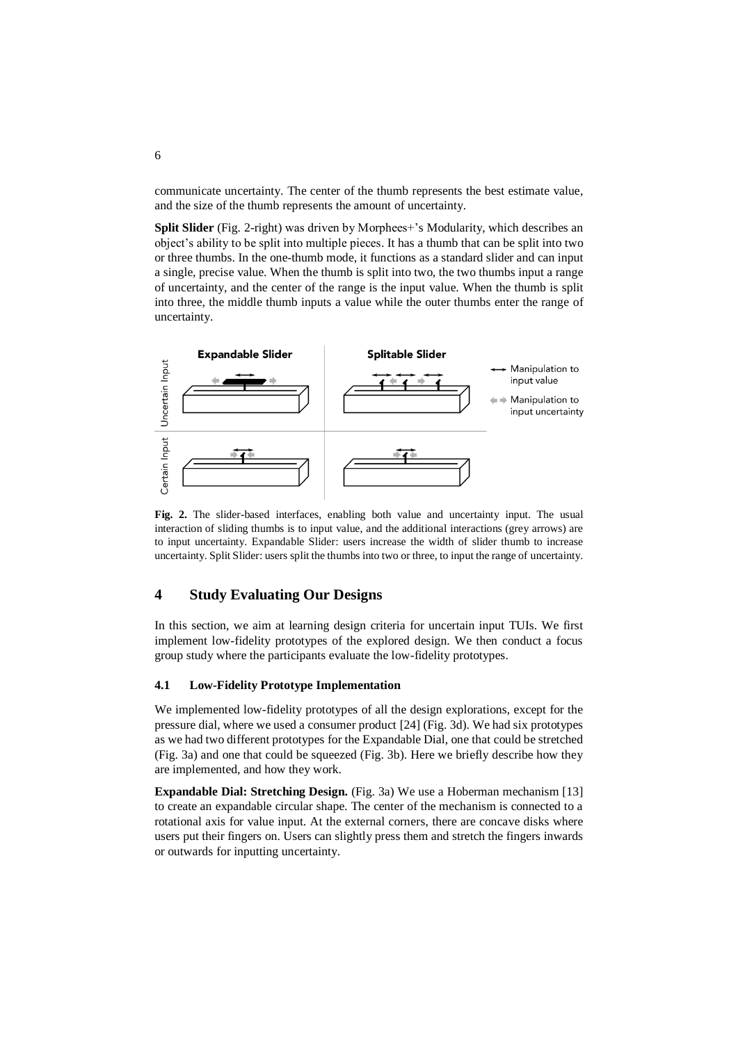communicate uncertainty. The center of the thumb represents the best estimate value, and the size of the thumb represents the amount of uncertainty.

**Split Slider** (Fig. 2-right) was driven by Morphees+'s Modularity, which describes an object's ability to be split into multiple pieces. It has a thumb that can be split into two or three thumbs. In the one-thumb mode, it functions as a standard slider and can input a single, precise value. When the thumb is split into two, the two thumbs input a range of uncertainty, and the center of the range is the input value. When the thumb is split into three, the middle thumb inputs a value while the outer thumbs enter the range of uncertainty.

**Fig. 2.** The slider-based interfaces, enabling both value and uncertainty input. The usual interaction of sliding thumbs is to input value, and the additional interactions (grey arrows) are to input uncertainty. Expandable Slider: users increase the width of slider thumb to increase uncertainty. Split Slider: users split the thumbs into two or three, to input the range of uncertainty.

## 4 Study Evaluating Our Designs

In this section, we aim at learning design criteria for uncertain input TUIs. We first implement low-fidelity prototypes of the explored design. We then conduct a focus group study where the participants evaluate the low-fidelity prototypes.

### 4.1 Low-Fidelity Prototype Implementation

We implemented low-fidelity prototypes of all the design explorations, except for the pressure dial, where we used a consumer product [24] (Fig. 3d). We had six prototypes as we had two different prototypes for the Expandable Dial, one that could be stretched (Fig. 3a) and one that could be squeezed (Fig. 3b). Here we briefly describe how they are implemented, and how they work.

**Expandable Dial: Stretching Design.** (Fig. 3a) We use a Hoberman mechanism [13] to create an expandable circular shape. The center of the mechanism is connected to a rotational axis for value input. At the external corners, there are concave disks where users put their fingers on. Users can slightly press them and stretch the fingers inwards or outwards for inputting uncertainty.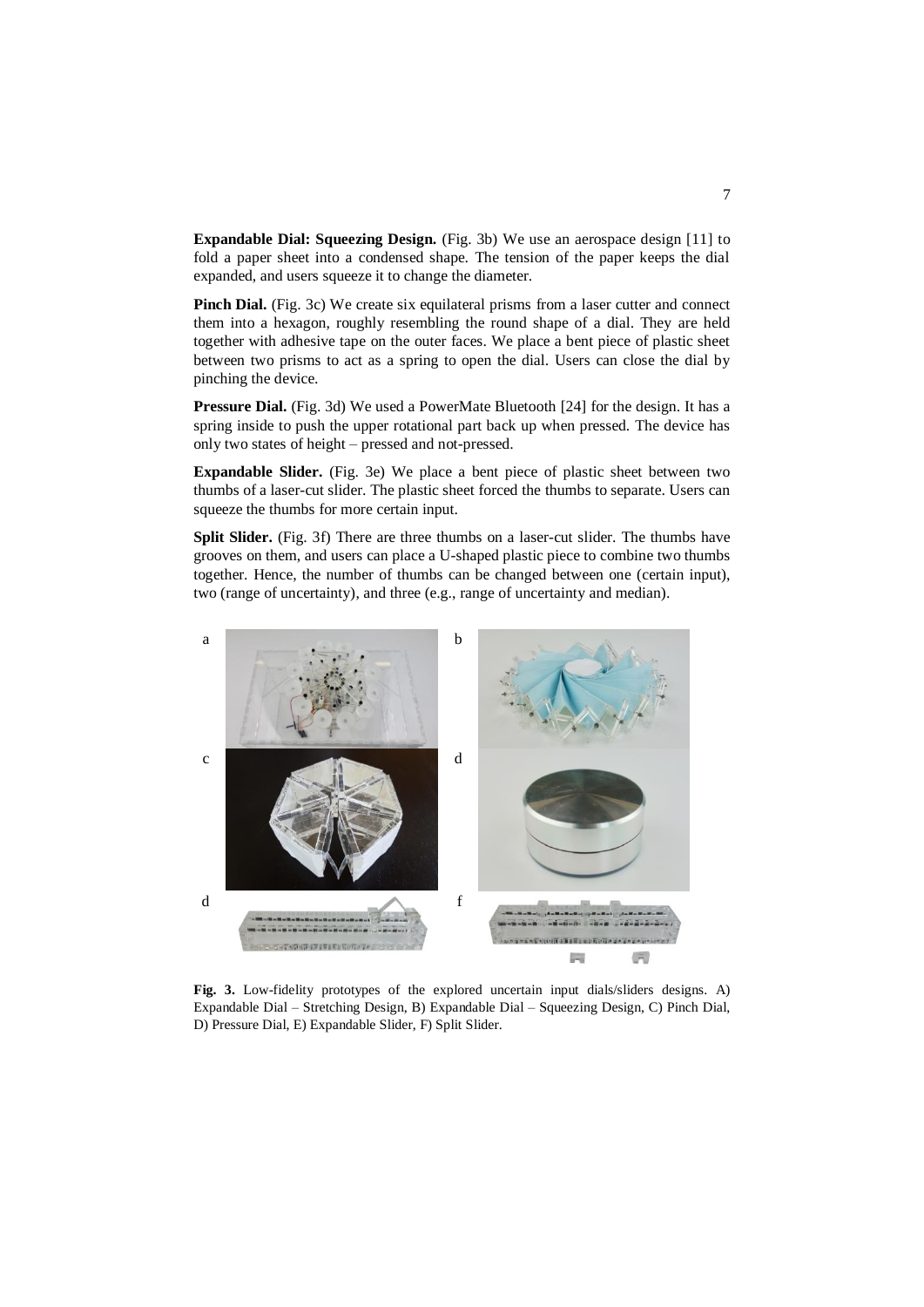**Expandable Dial: Squeezing Design.** (Fig. 3b) We use an aerospace design [11] to fold a paper sheet into a condensed shape. The tension of the paper keeps the dial expanded, and users squeeze it to change the diameter.

**Pinch Dial.** (Fig. 3c) We create six equilateral prisms from a laser cutter and connect them into a hexagon, roughly resembling the round shape of a dial. They are held together with adhesive tape on the outer faces. We place a bent piece of plastic sheet between two prisms to act as a spring to open the dial. Users can close the dial by pinching the device.

**Pressure Dial.** (Fig. 3d) We used a PowerMate Bluetooth [24] for the design. It has a spring inside to push the upper rotational part back up when pressed. The device has only two states of height – pressed and not-pressed.

**Expandable Slider.** (Fig. 3e) We place a bent piece of plastic sheet between two thumbs of a laser-cut slider. The plastic sheet forced the thumbs to separate. Users can squeeze the thumbs for more certain input.

**Split Slider.** (Fig. 3f) There are three thumbs on a laser-cut slider. The thumbs have grooves on them, and users can place a U-shaped plastic piece to combine two thumbs together. Hence, the number of thumbs can be changed between one (certain input), two (range of uncertainty), and three (e.g., range of uncertainty and median).

**Fig. 3.** Low-fidelity prototypes of the explored uncertain input dials/sliders designs. A) Expandable Dial – Stretching Design, B) Expandable Dial – Squeezing Design, C) Pinch Dial, D) Pressure Dial, E) Expandable Slider, F) Split Slider.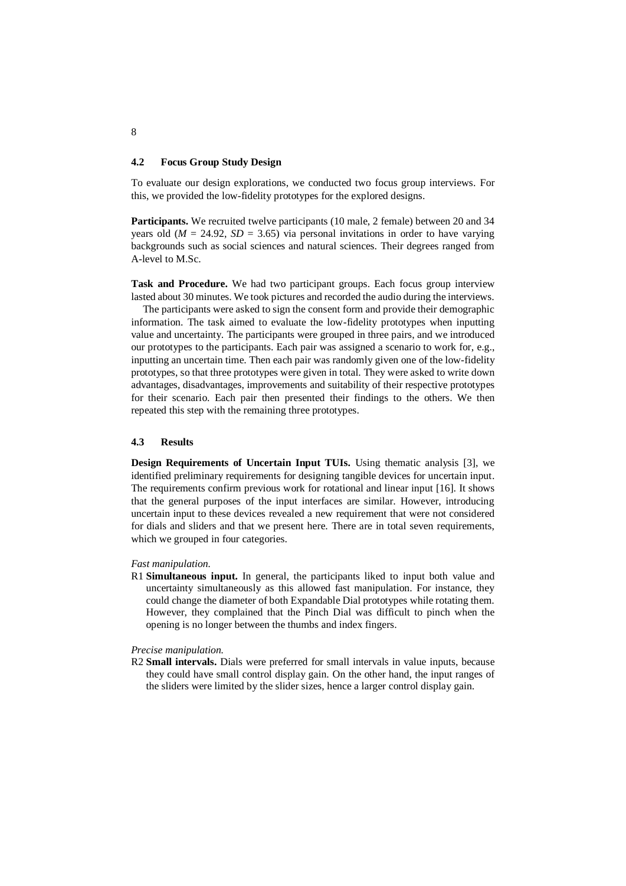### 4.2 Focus Group Study Design

To evaluate our design explorations, we conducted two focus group interviews. For this, we provided the low-fidelity prototypes for the explored designs.

**Participants.** We recruited twelve participants (10 male, 2 female) between 20 and 34 years old ($M$ = 24.92, $SD$ = 3.65) via personal invitations in order to have varying backgrounds such as social sciences and natural sciences. Their degrees ranged from A-level to M.Sc.

**Task and Procedure.** We had two participant groups. Each focus group interview lasted about 30 minutes. We took pictures and recorded the audio during the interviews.

The participants were asked to sign the consent form and provide their demographic information. The task aimed to evaluate the low-fidelity prototypes when inputting value and uncertainty. The participants were grouped in three pairs, and we introduced our prototypes to the participants. Each pair was assigned a scenario to work for, e.g., inputting an uncertain time. Then each pair was randomly given one of the low-fidelity prototypes, so that three prototypes were given in total. They were asked to write down advantages, disadvantages, improvements and suitability of their respective prototypes for their scenario. Each pair then presented their findings to the others. We then repeated this step with the remaining three prototypes.

### 4.3 Results

**Design Requirements of Uncertain Input TUIs.** Using thematic analysis [3], we identified preliminary requirements for designing tangible devices for uncertain input. The requirements confirm previous work for rotational and linear input [16]. It shows that the general purposes of the input interfaces are similar. However, introducing uncertain input to these devices revealed a new requirement that were not considered for dials and sliders and that we present here. There are in total seven requirements, which we grouped in four categories.

*Fast manipulation.*

R1 **Simultaneous input.** In general, the participants liked to input both value and uncertainty simultaneously as this allowed fast manipulation. For instance, they could change the diameter of both Expandable Dial prototypes while rotating them. However, they complained that the Pinch Dial was difficult to pinch when the opening is no longer between the thumbs and index fingers.

*Precise manipulation.*

R2 **Small intervals.** Dials were preferred for small intervals in value inputs, because they could have small control display gain. On the other hand, the input ranges of the sliders were limited by the slider sizes, hence a larger control display gain.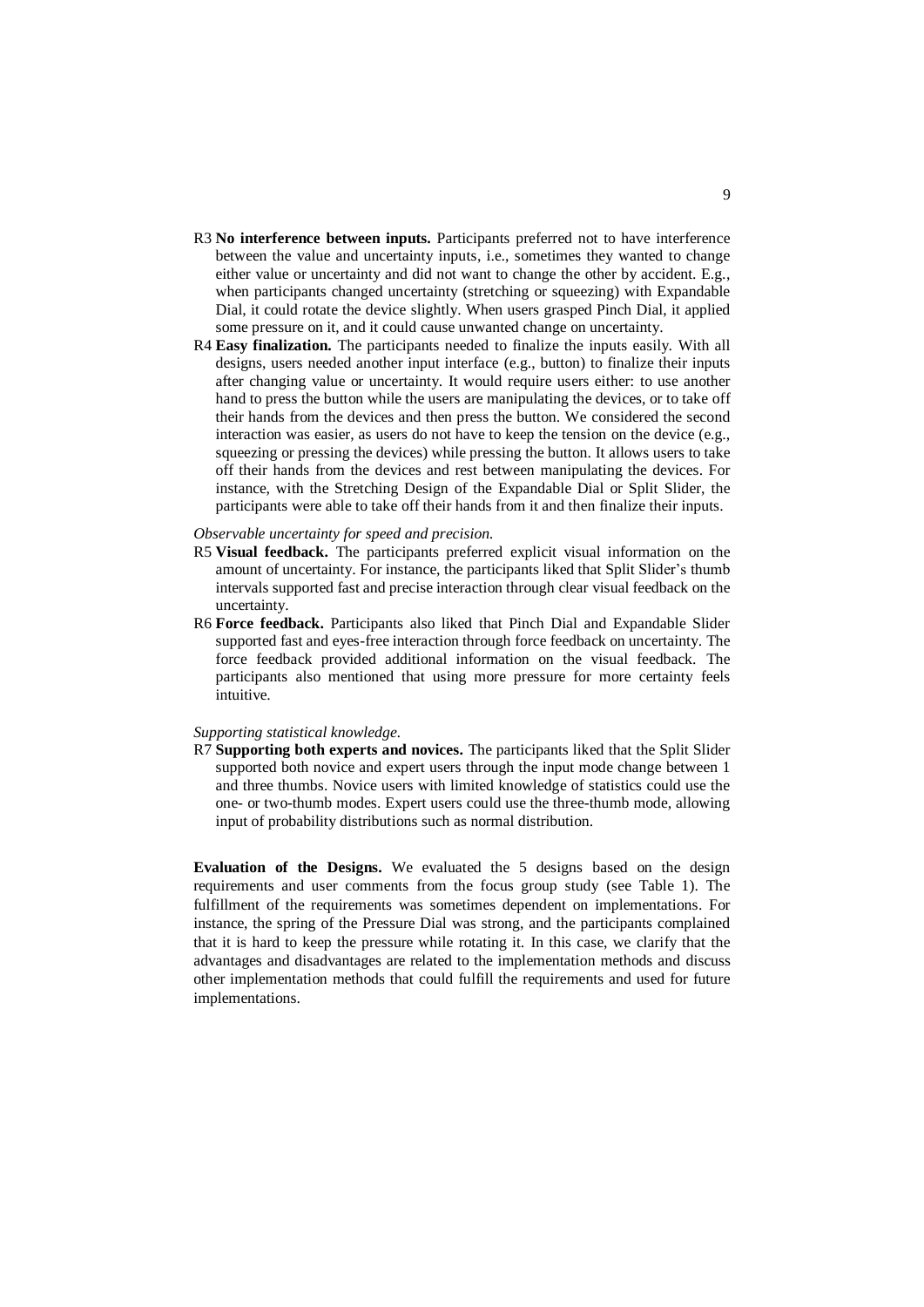R3 **No interference between inputs.** Participants preferred not to have interference between the value and uncertainty inputs, i.e., sometimes they wanted to change either value or uncertainty and did not want to change the other by accident. E.g., when participants changed uncertainty (stretching or squeezing) with Expandable Dial, it could rotate the device slightly. When users grasped Pinch Dial, it applied some pressure on it, and it could cause unwanted change on uncertainty.

R4 **Easy finalization.** The participants needed to finalize the inputs easily. With all designs, users needed another input interface (e.g., button) to finalize their inputs after changing value or uncertainty. It would require users either: to use another hand to press the button while the users are manipulating the devices, or to take off their hands from the devices and then press the button. We considered the second interaction was easier, as users do not have to keep the tension on the device (e.g., squeezing or pressing the devices) while pressing the button. It allows users to take off their hands from the devices and rest between manipulating the devices. For instance, with the Stretching Design of the Expandable Dial or Split Slider, the participants were able to take off their hands from it and then finalize their inputs.

*Observable uncertainty for speed and precision.*

R5 **Visual feedback.** The participants preferred explicit visual information on the amount of uncertainty. For instance, the participants liked that Split Slider's thumb intervals supported fast and precise interaction through clear visual feedback on the uncertainty.

R6 **Force feedback.** Participants also liked that Pinch Dial and Expandable Slider supported fast and eyes-free interaction through force feedback on uncertainty. The force feedback provided additional information on the visual feedback. The participants also mentioned that using more pressure for more certainty feels intuitive.

*Supporting statistical knowledge.*

R7 **Supporting both experts and novices.** The participants liked that the Split Slider supported both novice and expert users through the input mode change between 1 and three thumbs. Novice users with limited knowledge of statistics could use the one- or two-thumb modes. Expert users could use the three-thumb mode, allowing input of probability distributions such as normal distribution.

**Evaluation of the Designs.** We evaluated the 5 designs based on the design requirements and user comments from the focus group study (see Table 1). The fulfillment of the requirements was sometimes dependent on implementations. For instance, the spring of the Pressure Dial was strong, and the participants complained that it is hard to keep the pressure while rotating it. In this case, we clarify that the advantages and disadvantages are related to the implementation methods and discuss other implementation methods that could fulfill the requirements and used for future implementations.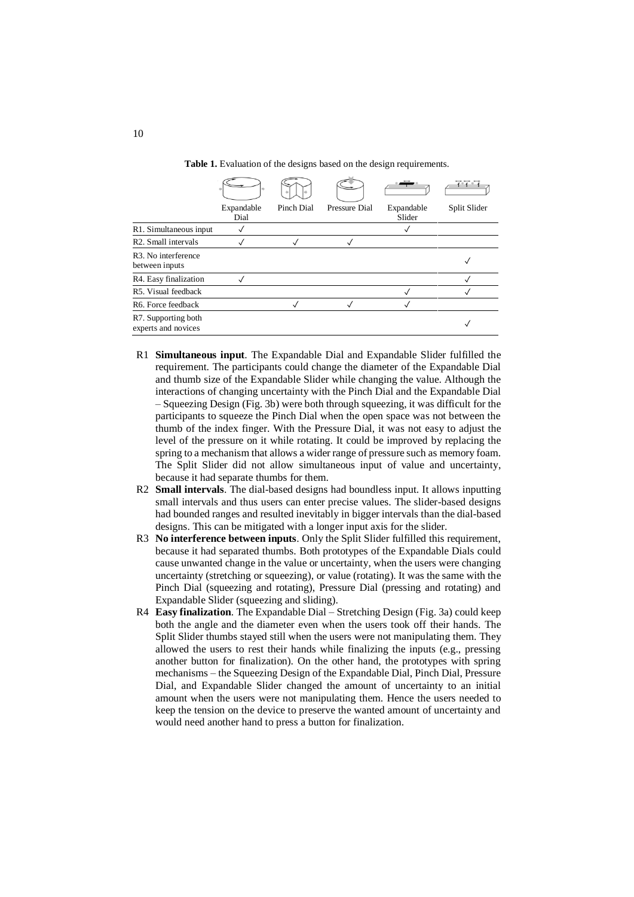**Table 1.** Evaluation of the designs based on the design requirements.

| | Expandable Dial | Pinch Dial | Pressure Dial | Expandable Slider | Split Slider |
|---|---|---|---|---|---|
| R1. Simultaneous input | ✓ | | | ✓ | |
| R2. Small intervals | ✓ | ✓ | ✓ | | |
| R3. No interference between inputs | | | | | ✓ |
| R4. Easy finalization | ✓ | | | | ✓ |
| R5. Visual feedback | | | | ✓ | ✓ |
| R6. Force feedback | | ✓ | ✓ | ✓ | |
| R7. Supporting both experts and novices | | | | | ✓ |

- R1 **Simultaneous input**. The Expandable Dial and Expandable Slider fulfilled the requirement. The participants could change the diameter of the Expandable Dial and thumb size of the Expandable Slider while changing the value. Although the interactions of changing uncertainty with the Pinch Dial and the Expandable Dial – Squeezing Design (Fig. 3b) were both through squeezing, it was difficult for the participants to squeeze the Pinch Dial when the open space was not between the thumb of the index finger. With the Pressure Dial, it was not easy to adjust the level of the pressure on it while rotating. It could be improved by replacing the spring to a mechanism that allows a wider range of pressure such as memory foam. The Split Slider did not allow simultaneous input of value and uncertainty, because it had separate thumbs for them.
- R2 **Small intervals**. The dial-based designs had boundless input. It allows inputting small intervals and thus users can enter precise values. The slider-based designs had bounded ranges and resulted inevitably in bigger intervals than the dial-based designs. This can be mitigated with a longer input axis for the slider.
- R3 **No interference between inputs**. Only the Split Slider fulfilled this requirement, because it had separated thumbs. Both prototypes of the Expandable Dials could cause unwanted change in the value or uncertainty, when the users were changing uncertainty (stretching or squeezing), or value (rotating). It was the same with the Pinch Dial (squeezing and rotating), Pressure Dial (pressing and rotating) and Expandable Slider (squeezing and sliding).
- R4 **Easy finalization**. The Expandable Dial – Stretching Design (Fig. 3a) could keep both the angle and the diameter even when the users took off their hands. The Split Slider thumbs stayed still when the users were not manipulating them. They allowed the users to rest their hands while finalizing the inputs (e.g., pressing another button for finalization). On the other hand, the prototypes with spring mechanisms – the Squeezing Design of the Expandable Dial, Pinch Dial, Pressure Dial, and Expandable Slider changed the amount of uncertainty to an initial amount when the users were not manipulating them. Hence the users needed to keep the tension on the device to preserve the wanted amount of uncertainty and would need another hand to press a button for finalization.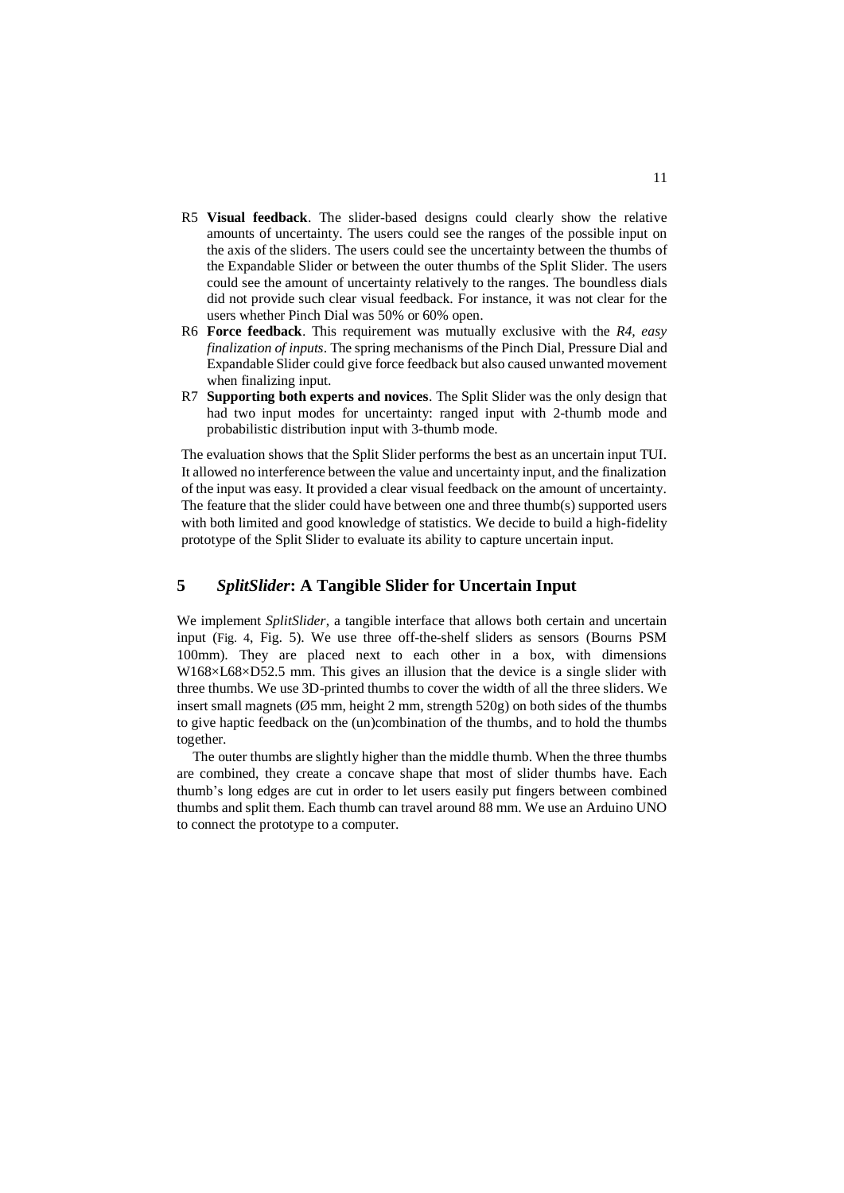R5 **Visual feedback**. The slider-based designs could clearly show the relative amounts of uncertainty. The users could see the ranges of the possible input on the axis of the sliders. The users could see the uncertainty between the thumbs of the Expandable Slider or between the outer thumbs of the Split Slider. The users could see the amount of uncertainty relatively to the ranges. The boundless dials did not provide such clear visual feedback. For instance, it was not clear for the users whether Pinch Dial was 50% or 60% open.

R6 **Force feedback**. This requirement was mutually exclusive with the *R4, easy finalization of inputs*. The spring mechanisms of the Pinch Dial, Pressure Dial and Expandable Slider could give force feedback but also caused unwanted movement when finalizing input.

R7 **Supporting both experts and novices**. The Split Slider was the only design that had two input modes for uncertainty: ranged input with 2-thumb mode and probabilistic distribution input with 3-thumb mode.

The evaluation shows that the Split Slider performs the best as an uncertain input TUI. It allowed no interference between the value and uncertainty input, and the finalization of the input was easy. It provided a clear visual feedback on the amount of uncertainty. The feature that the slider could have between one and three thumb(s) supported users with both limited and good knowledge of statistics. We decide to build a high-fidelity prototype of the Split Slider to evaluate its ability to capture uncertain input.

## 5 *SplitSlider*: A Tangible Slider for Uncertain Input

We implement *SplitSlider*, a tangible interface that allows both certain and uncertain input (Fig. 4, Fig. 5). We use three off-the-shelf sliders as sensors (Bourns PSM 100mm). They are placed next to each other in a box, with dimensions W168×L68×D52.5 mm. This gives an illusion that the device is a single slider with three thumbs. We use 3D-printed thumbs to cover the width of all the three sliders. We insert small magnets (Ø5 mm, height 2 mm, strength 520g) on both sides of the thumbs to give haptic feedback on the (un)combination of the thumbs, and to hold the thumbs together.

The outer thumbs are slightly higher than the middle thumb. When the three thumbs are combined, they create a concave shape that most of slider thumbs have. Each thumb's long edges are cut in order to let users easily put fingers between combined thumbs and split them. Each thumb can travel around 88 mm. We use an Arduino UNO to connect the prototype to a computer.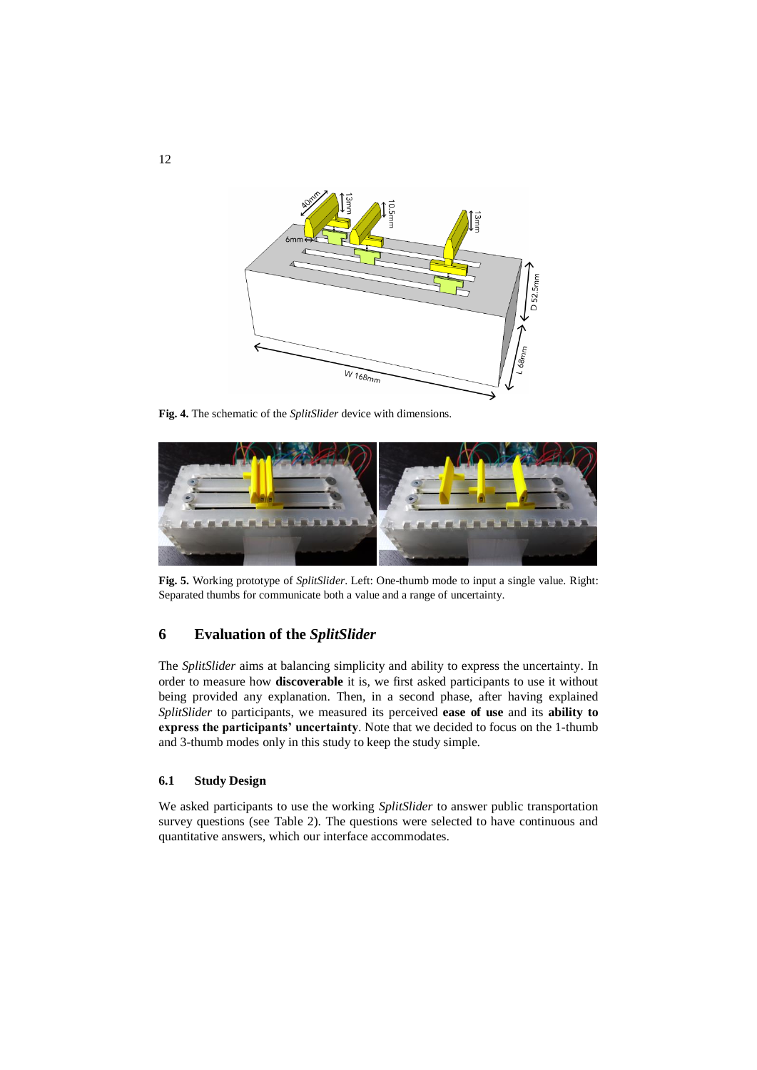**Fig. 4.** The schematic of the *SplitSlider* device with dimensions.

**Fig. 5.** Working prototype of *SplitSlider*. Left: One-thumb mode to input a single value. Right: Separated thumbs for communicate both a value and a range of uncertainty.

## 6 Evaluation of the *SplitSlider*

The *SplitSlider* aims at balancing simplicity and ability to express the uncertainty. In order to measure how **discoverable** it is, we first asked participants to use it without being provided any explanation. Then, in a second phase, after having explained *SplitSlider* to participants, we measured its perceived **ease of use** and its **ability to express the participants' uncertainty**. Note that we decided to focus on the 1-thumb and 3-thumb modes only in this study to keep the study simple.

### 6.1 Study Design

We asked participants to use the working *SplitSlider* to answer public transportation survey questions (see Table 2). The questions were selected to have continuous and quantitative answers, which our interface accommodates.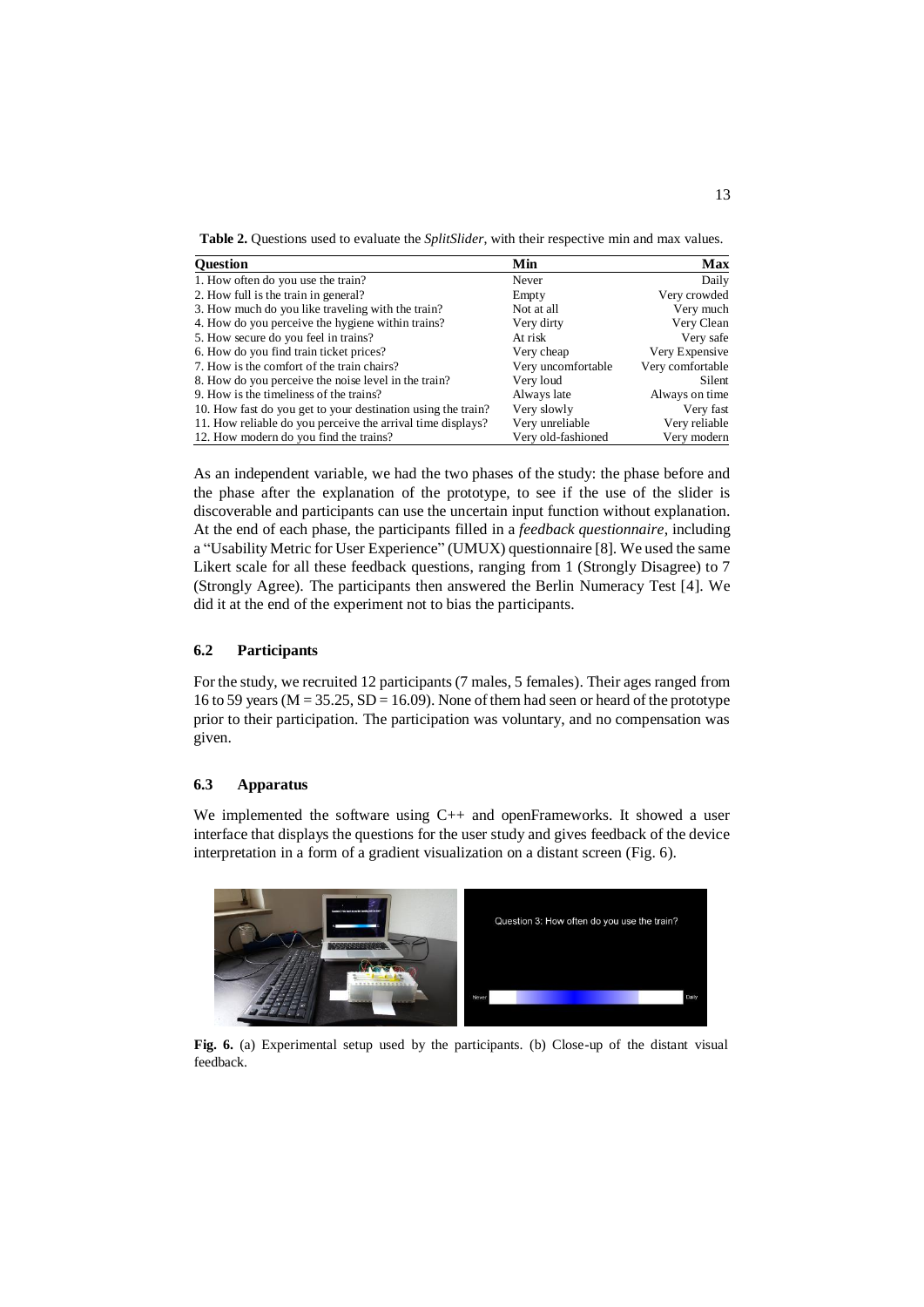**Table 2.** Questions used to evaluate the *SplitSlider*, with their respective min and max values.

| Question | Min | Max |
|---|---|---|
| 1. How often do you use the train? | Never | Daily |
| 2. How full is the train in general? | Empty | Very crowded |
| 3. How much do you like traveling with the train? | Not at all | Very much |
| 4. How do you perceive the hygiene within trains? | Very dirty | Very Clean |
| 5. How secure do you feel in trains? | At risk | Very safe |
| 6. How do you find train ticket prices? | Very cheap | Very Expensive |
| 7. How is the comfort of the train chairs? | Very uncomfortable | Very comfortable |
| 8. How do you perceive the noise level in the train? | Very loud | Silent |
| 9. How is the timeliness of the trains? | Always late | Always on time |
| 10. How fast do you get to your destination using the train? | Very slowly | Very fast |
| 11. How reliable do you perceive the arrival time displays? | Very unreliable | Very reliable |
| 12. How modern do you find the trains? | Very old-fashioned | Very modern |

As an independent variable, we had the two phases of the study: the phase before and the phase after the explanation of the prototype, to see if the use of the slider is discoverable and participants can use the uncertain input function without explanation. At the end of each phase, the participants filled in a *feedback questionnaire*, including a "Usability Metric for User Experience" (UMUX) questionnaire [8]. We used the same Likert scale for all these feedback questions, ranging from 1 (Strongly Disagree) to 7 (Strongly Agree). The participants then answered the Berlin Numeracy Test [4]. We did it at the end of the experiment not to bias the participants.

### 6.2 Participants

For the study, we recruited 12 participants (7 males, 5 females). Their ages ranged from 16 to 59 years (M = 35.25, SD = 16.09). None of them had seen or heard of the prototype prior to their participation. The participation was voluntary, and no compensation was given.

### 6.3 Apparatus

We implemented the software using C++ and openFrameworks. It showed a user interface that displays the questions for the user study and gives feedback of the device interpretation in a form of a gradient visualization on a distant screen (Fig. 6).

**Fig. 6.** (a) Experimental setup used by the participants. (b) Close-up of the distant visual feedback.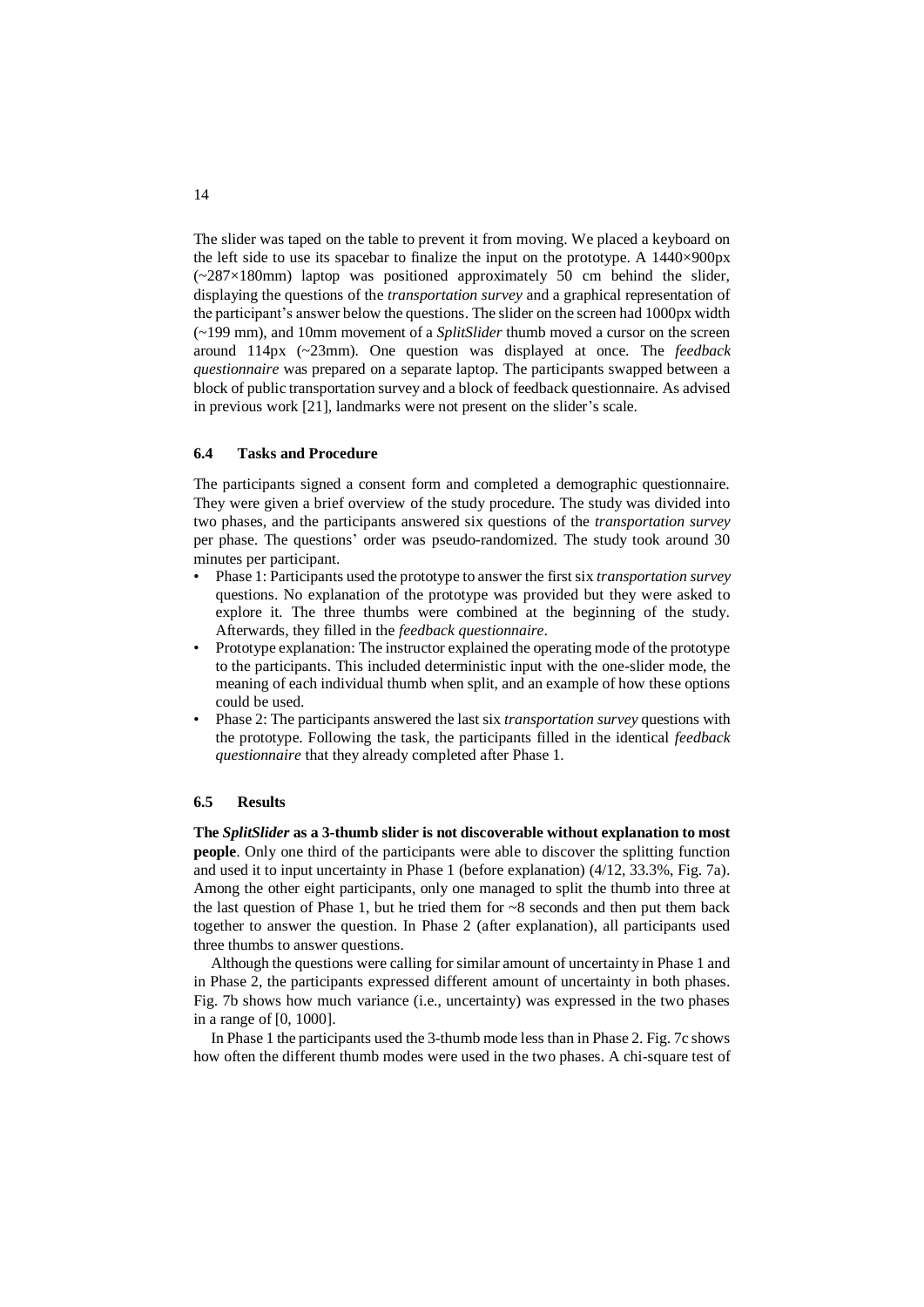The slider was taped on the table to prevent it from moving. We placed a keyboard on the left side to use its spacebar to finalize the input on the prototype. A 1440×900px (~287×180mm) laptop was positioned approximately 50 cm behind the slider, displaying the questions of the *transportation survey* and a graphical representation of the participant's answer below the questions. The slider on the screen had 1000px width (~199 mm), and 10mm movement of a *SplitSlider* thumb moved a cursor on the screen around 114px (~23mm). One question was displayed at once. The *feedback questionnaire* was prepared on a separate laptop. The participants swapped between a block of public transportation survey and a block of feedback questionnaire. As advised in previous work [21], landmarks were not present on the slider's scale.

### 6.4 Tasks and Procedure

The participants signed a consent form and completed a demographic questionnaire. They were given a brief overview of the study procedure. The study was divided into two phases, and the participants answered six questions of the *transportation survey* per phase. The questions' order was pseudo-randomized. The study took around 30 minutes per participant.

- Phase 1: Participants used the prototype to answer the first six *transportation survey* questions. No explanation of the prototype was provided but they were asked to explore it. The three thumbs were combined at the beginning of the study. Afterwards, they filled in the *feedback questionnaire*.
- Prototype explanation: The instructor explained the operating mode of the prototype to the participants. This included deterministic input with the one-slider mode, the meaning of each individual thumb when split, and an example of how these options could be used.
- Phase 2: The participants answered the last six *transportation survey* questions with the prototype. Following the task, the participants filled in the identical *feedback questionnaire* that they already completed after Phase 1.

### 6.5 Results

**The *SplitSlider* as a 3-thumb slider is not discoverable without explanation to most people**. Only one third of the participants were able to discover the splitting function and used it to input uncertainty in Phase 1 (before explanation) (4/12, 33.3%, Fig. 7a). Among the other eight participants, only one managed to split the thumb into three at the last question of Phase 1, but he tried them for ~8 seconds and then put them back together to answer the question. In Phase 2 (after explanation), all participants used three thumbs to answer questions.

Although the questions were calling for similar amount of uncertainty in Phase 1 and in Phase 2, the participants expressed different amount of uncertainty in both phases. Fig. 7b shows how much variance (i.e., uncertainty) was expressed in the two phases in a range of [0, 1000].

In Phase 1 the participants used the 3-thumb mode less than in Phase 2. Fig. 7c shows how often the different thumb modes were used in the two phases. A chi-square test of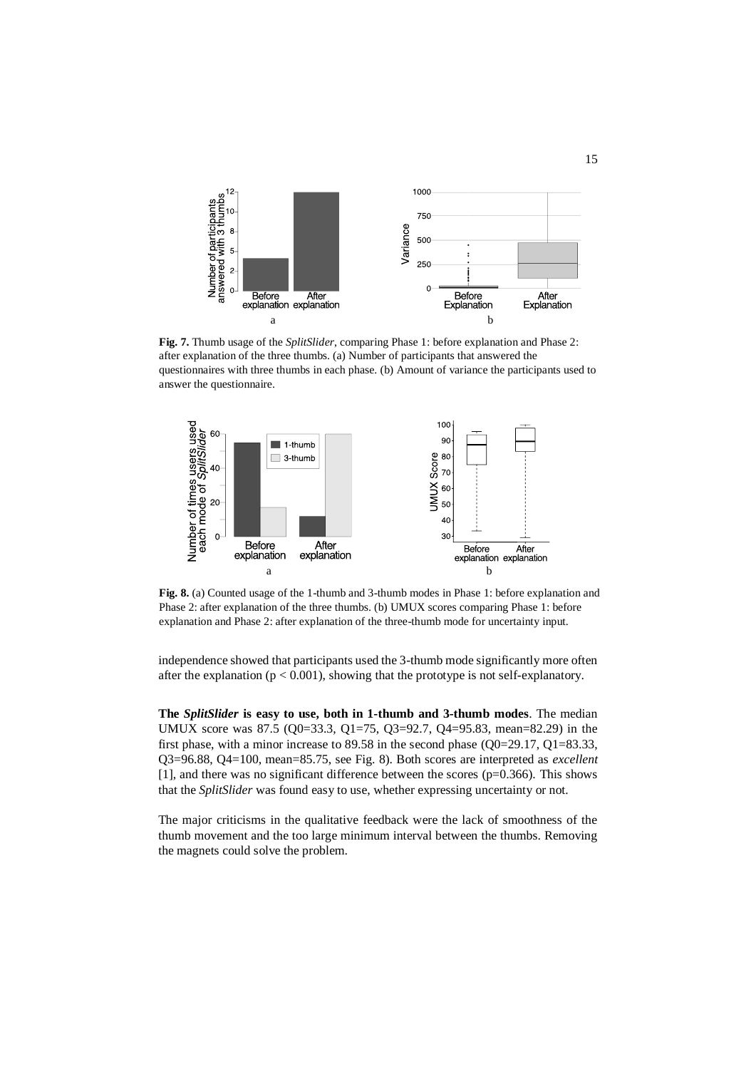**Fig. 7.** Thumb usage of the *SplitSlider*, comparing Phase 1: before explanation and Phase 2: after explanation of the three thumbs. (a) Number of participants that answered the questionnaires with three thumbs in each phase. (b) Amount of variance the participants used to answer the questionnaire.

**Fig. 8.** (a) Counted usage of the 1-thumb and 3-thumb modes in Phase 1: before explanation and Phase 2: after explanation of the three thumbs. (b) UMUX scores comparing Phase 1: before explanation and Phase 2: after explanation of the three-thumb mode for uncertainty input.

independence showed that participants used the 3-thumb mode significantly more often after the explanation ($p < 0.001$), showing that the prototype is not self-explanatory.

**The *SplitSlider* is easy to use, both in 1-thumb and 3-thumb modes**. The median UMUX score was 87.5 ($Q_0$=33.3, $Q_1$=75, $Q_3$=92.7, $Q_4$=95.83, mean=82.29) in the first phase, with a minor increase to 89.58 in the second phase ($Q_0$=29.17, $Q_1$=83.33, $Q_3$=96.88, $Q_4$=100, mean=85.75, see Fig. 8). Both scores are interpreted as *excellent* [1], and there was no significant difference between the scores ($p$=0.366). This shows that the *SplitSlider* was found easy to use, whether expressing uncertainty or not.

The major criticisms in the qualitative feedback were the lack of smoothness of the thumb movement and the too large minimum interval between the thumbs. Removing the magnets could solve the problem.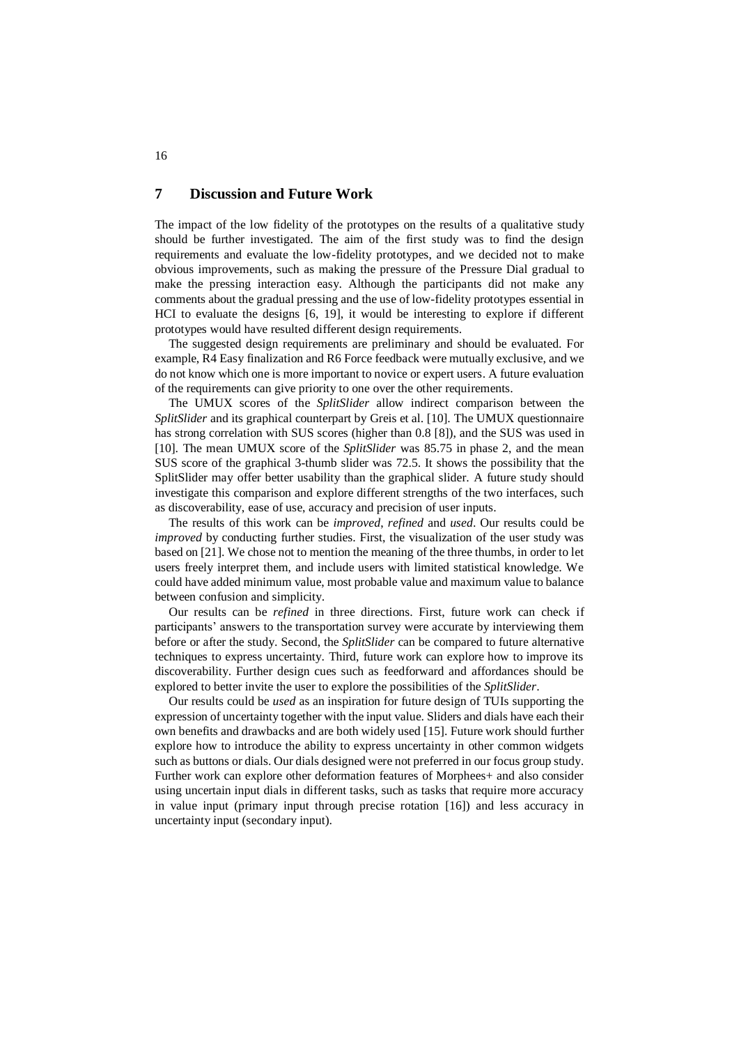## 7 Discussion and Future Work

The impact of the low fidelity of the prototypes on the results of a qualitative study should be further investigated. The aim of the first study was to find the design requirements and evaluate the low-fidelity prototypes, and we decided not to make obvious improvements, such as making the pressure of the Pressure Dial gradual to make the pressing interaction easy. Although the participants did not make any comments about the gradual pressing and the use of low-fidelity prototypes essential in HCI to evaluate the designs [6, 19], it would be interesting to explore if different prototypes would have resulted different design requirements.

The suggested design requirements are preliminary and should be evaluated. For example, R4 Easy finalization and R6 Force feedback were mutually exclusive, and we do not know which one is more important to novice or expert users. A future evaluation of the requirements can give priority to one over the other requirements.

The UMUX scores of the *SplitSlider* allow indirect comparison between the *SplitSlider* and its graphical counterpart by Greis et al. [10]. The UMUX questionnaire has strong correlation with SUS scores (higher than 0.8 [8]), and the SUS was used in [10]. The mean UMUX score of the *SplitSlider* was 85.75 in phase 2, and the mean SUS score of the graphical 3-thumb slider was 72.5. It shows the possibility that the SplitSlider may offer better usability than the graphical slider. A future study should investigate this comparison and explore different strengths of the two interfaces, such as discoverability, ease of use, accuracy and precision of user inputs.

The results of this work can be *improved*, *refined* and *used*. Our results could be *improved* by conducting further studies. First, the visualization of the user study was based on [21]. We chose not to mention the meaning of the three thumbs, in order to let users freely interpret them, and include users with limited statistical knowledge. We could have added minimum value, most probable value and maximum value to balance between confusion and simplicity.

Our results can be *refined* in three directions. First, future work can check if participants' answers to the transportation survey were accurate by interviewing them before or after the study. Second, the *SplitSlider* can be compared to future alternative techniques to express uncertainty. Third, future work can explore how to improve its discoverability. Further design cues such as feedforward and affordances should be explored to better invite the user to explore the possibilities of the *SplitSlider*.

Our results could be *used* as an inspiration for future design of TUIs supporting the expression of uncertainty together with the input value. Sliders and dials have each their own benefits and drawbacks and are both widely used [15]. Future work should further explore how to introduce the ability to express uncertainty in other common widgets such as buttons or dials. Our dials designed were not preferred in our focus group study. Further work can explore other deformation features of Morphees+ and also consider using uncertain input dials in different tasks, such as tasks that require more accuracy in value input (primary input through precise rotation [16]) and less accuracy in uncertainty input (secondary input).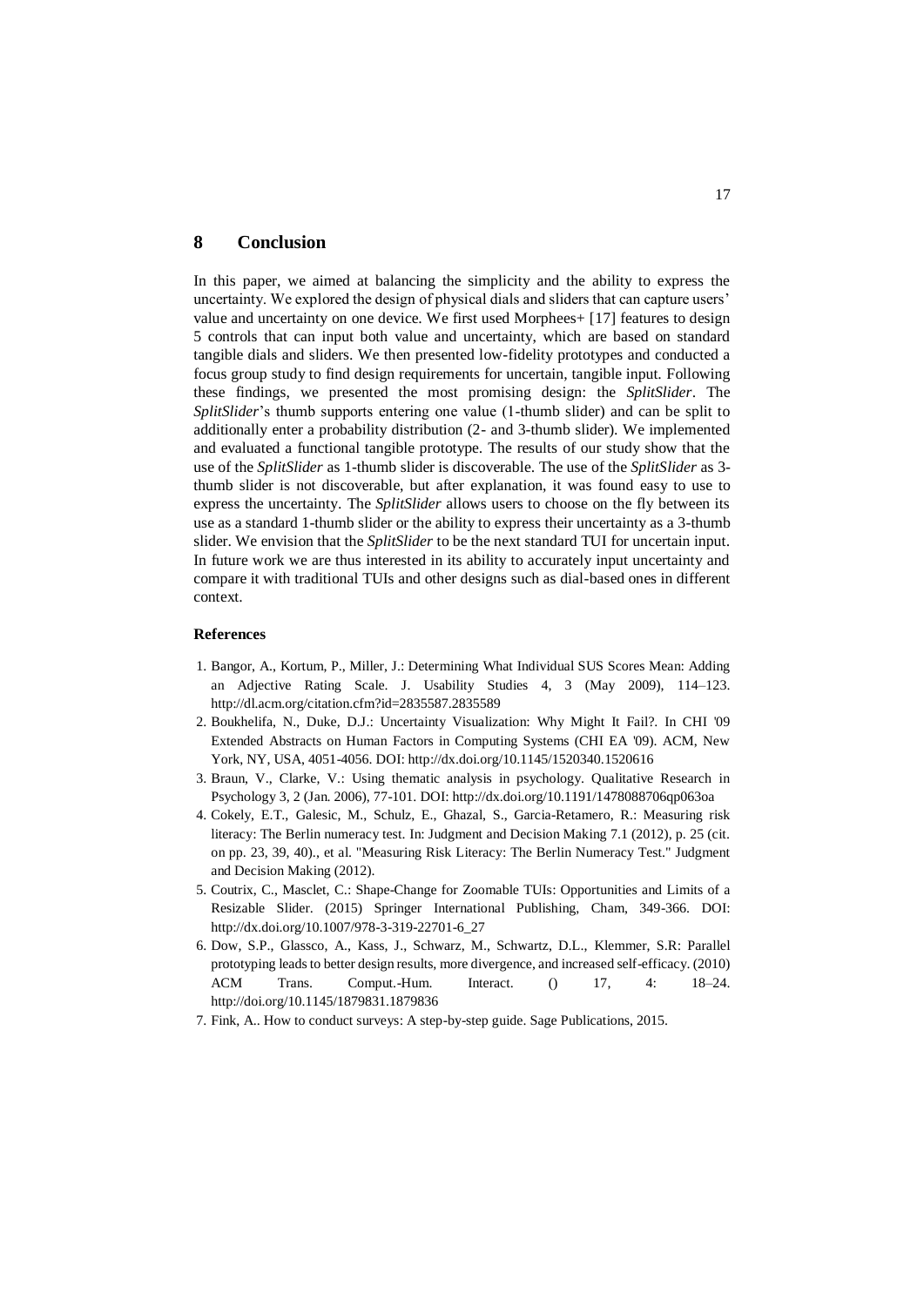## 8 Conclusion

In this paper, we aimed at balancing the simplicity and the ability to express the uncertainty. We explored the design of physical dials and sliders that can capture users' value and uncertainty on one device. We first used Morphees+ [17] features to design 5 controls that can input both value and uncertainty, which are based on standard tangible dials and sliders. We then presented low-fidelity prototypes and conducted a focus group study to find design requirements for uncertain, tangible input. Following these findings, we presented the most promising design: the *SplitSlider*. The *SplitSlider*'s thumb supports entering one value (1-thumb slider) and can be split to additionally enter a probability distribution (2- and 3-thumb slider). We implemented and evaluated a functional tangible prototype. The results of our study show that the use of the *SplitSlider* as 1-thumb slider is discoverable. The use of the *SplitSlider* as 3-thumb slider is not discoverable, but after explanation, it was found easy to use to express the uncertainty. The *SplitSlider* allows users to choose on the fly between its use as a standard 1-thumb slider or the ability to express their uncertainty as a 3-thumb slider. We envision that the *SplitSlider* to be the next standard TUI for uncertain input. In future work we are thus interested in its ability to accurately input uncertainty and compare it with traditional TUIs and other designs such as dial-based ones in different context.

### References

1. Bangor, A., Kortum, P., Miller, J.: Determining What Individual SUS Scores Mean: Adding an Adjective Rating Scale. J. Usability Studies 4, 3 (May 2009), 114–123. http://dl.acm.org/citation.cfm?id=2835587.2835589
2. Boukhelifa, N., Duke, D.J.: Uncertainty Visualization: Why Might It Fail?. In CHI '09 Extended Abstracts on Human Factors in Computing Systems (CHI EA '09). ACM, New York, NY, USA, 4051-4056. DOI: http://dx.doi.org/10.1145/1520340.1520616
3. Braun, V., Clarke, V.: Using thematic analysis in psychology. Qualitative Research in Psychology 3, 2 (Jan. 2006), 77-101. DOI: http://dx.doi.org/10.1191/1478088706qp063oa
4. Cokely, E.T., Galesic, M., Schulz, E., Ghazal, S., Garcia-Retamero, R.: Measuring risk literacy: The Berlin numeracy test. In: Judgment and Decision Making 7.1 (2012), p. 25 (cit. on pp. 23, 39, 40)., et al. "Measuring Risk Literacy: The Berlin Numeracy Test." Judgment and Decision Making (2012).
5. Coutrix, C., Masclet, C.: Shape-Change for Zoomable TUIs: Opportunities and Limits of a Resizable Slider. (2015) Springer International Publishing, Cham, 349-366. DOI: http://dx.doi.org/10.1007/978-3-319-22701-6_27
6. Dow, S.P., Glassco, A., Kass, J., Schwarz, M., Schwartz, D.L., Klemmer, S.R: Parallel prototyping leads to better design results, more divergence, and increased self-efficacy. (2010) ACM Trans. Comput.-Hum. Interact. () 17, 4: 18–24. http://doi.org/10.1145/1879831.1879836
7. Fink, A.. How to conduct surveys: A step-by-step guide. Sage Publications, 2015.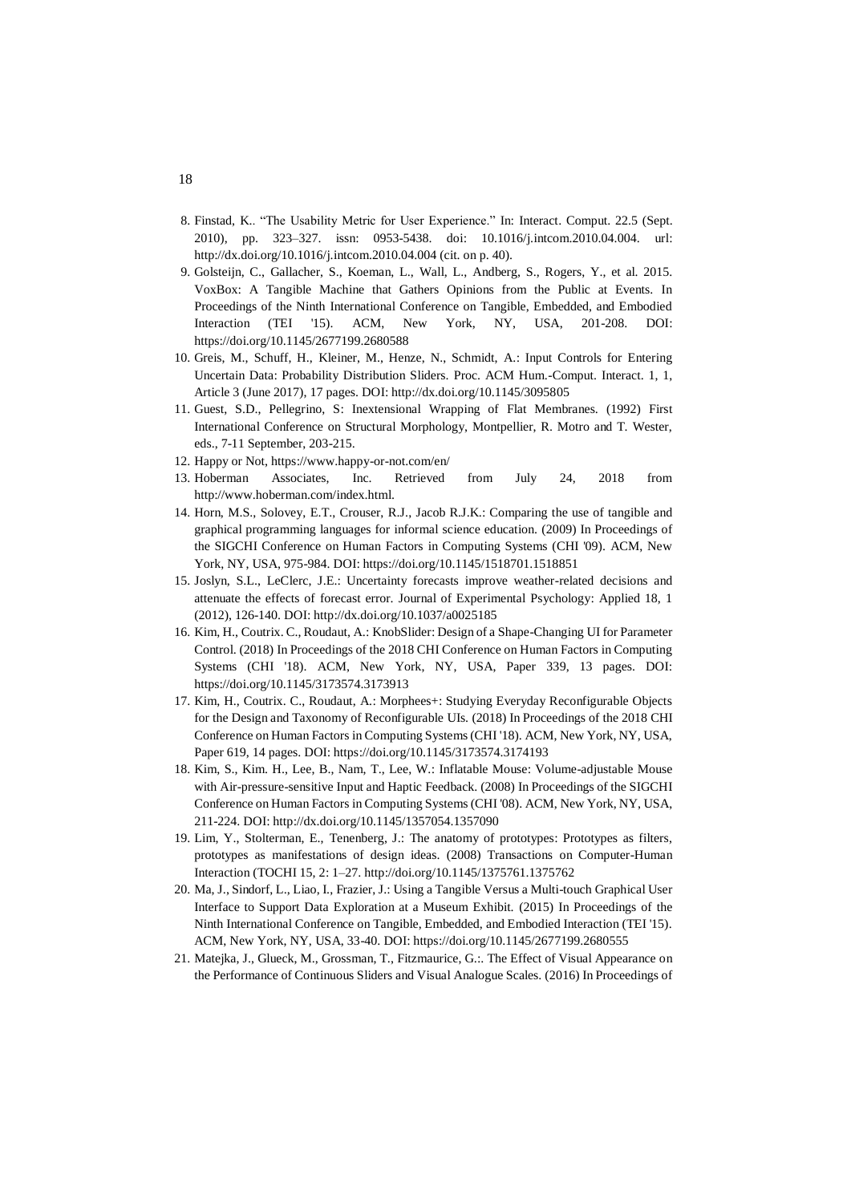8. Finstad, K.. "The Usability Metric for User Experience." In: Interact. Comput. 22.5 (Sept. 2010), pp. 323–327. issn: 0953-5438. doi: 10.1016/j.intcom.2010.04.004. url: http://dx.doi.org/10.1016/j.intcom.2010.04.004 (cit. on p. 40).
9. Golsteijn, C., Gallacher, S., Koeman, L., Wall, L., Andberg, S., Rogers, Y., et al. 2015. VoxBox: A Tangible Machine that Gathers Opinions from the Public at Events. In Proceedings of the Ninth International Conference on Tangible, Embedded, and Embodied Interaction (TEI '15). ACM, New York, NY, USA, 201-208. DOI: https://doi.org/10.1145/2677199.2680588
10. Greis, M., Schuff, H., Kleiner, M., Henze, N., Schmidt, A.: Input Controls for Entering Uncertain Data: Probability Distribution Sliders. Proc. ACM Hum.-Comput. Interact. 1, 1, Article 3 (June 2017), 17 pages. DOI: http://dx.doi.org/10.1145/3095805
11. Guest, S.D., Pellegrino, S: Inextensional Wrapping of Flat Membranes. (1992) First International Conference on Structural Morphology, Montpellier, R. Motro and T. Wester, eds., 7-11 September, 203-215.
12. Happy or Not, https://www.happy-or-not.com/en/
13. Hoberman Associates, Inc. Retrieved from July 24, 2018 from http://www.hoberman.com/index.html.
14. Horn, M.S., Solovey, E.T., Crouser, R.J., Jacob R.J.K.: Comparing the use of tangible and graphical programming languages for informal science education. (2009) In Proceedings of the SIGCHI Conference on Human Factors in Computing Systems (CHI '09). ACM, New York, NY, USA, 975-984. DOI: https://doi.org/10.1145/1518701.1518851
15. Joslyn, S.L., LeClerc, J.E.: Uncertainty forecasts improve weather-related decisions and attenuate the effects of forecast error. Journal of Experimental Psychology: Applied 18, 1 (2012), 126-140. DOI: http://dx.doi.org/10.1037/a0025185
16. Kim, H., Coutrix. C., Roudaut, A.: KnobSlider: Design of a Shape-Changing UI for Parameter Control. (2018) In Proceedings of the 2018 CHI Conference on Human Factors in Computing Systems (CHI '18). ACM, New York, NY, USA, Paper 339, 13 pages. DOI: https://doi.org/10.1145/3173574.3173913
17. Kim, H., Coutrix. C., Roudaut, A.: Morphees+: Studying Everyday Reconfigurable Objects for the Design and Taxonomy of Reconfigurable UIs. (2018) In Proceedings of the 2018 CHI Conference on Human Factors in Computing Systems (CHI '18). ACM, New York, NY, USA, Paper 619, 14 pages. DOI: https://doi.org/10.1145/3173574.3174193
18. Kim, S., Kim. H., Lee, B., Nam, T., Lee, W.: Inflatable Mouse: Volume-adjustable Mouse with Air-pressure-sensitive Input and Haptic Feedback. (2008) In Proceedings of the SIGCHI Conference on Human Factors in Computing Systems (CHI '08). ACM, New York, NY, USA, 211-224. DOI: http://dx.doi.org/10.1145/1357054.1357090
19. Lim, Y., Stolterman, E., Tenenberg, J.: The anatomy of prototypes: Prototypes as filters, prototypes as manifestations of design ideas. (2008) Transactions on Computer-Human Interaction (TOCHI 15, 2: 1–27. http://doi.org/10.1145/1375761.1375762
20. Ma, J., Sindorf, L., Liao, I., Frazier, J.: Using a Tangible Versus a Multi-touch Graphical User Interface to Support Data Exploration at a Museum Exhibit. (2015) In Proceedings of the Ninth International Conference on Tangible, Embedded, and Embodied Interaction (TEI '15). ACM, New York, NY, USA, 33-40. DOI: https://doi.org/10.1145/2677199.2680555
21. Matejka, J., Glueck, M., Grossman, T., Fitzmaurice, G.:. The Effect of Visual Appearance on the Performance of Continuous Sliders and Visual Analogue Scales. (2016) In Proceedings of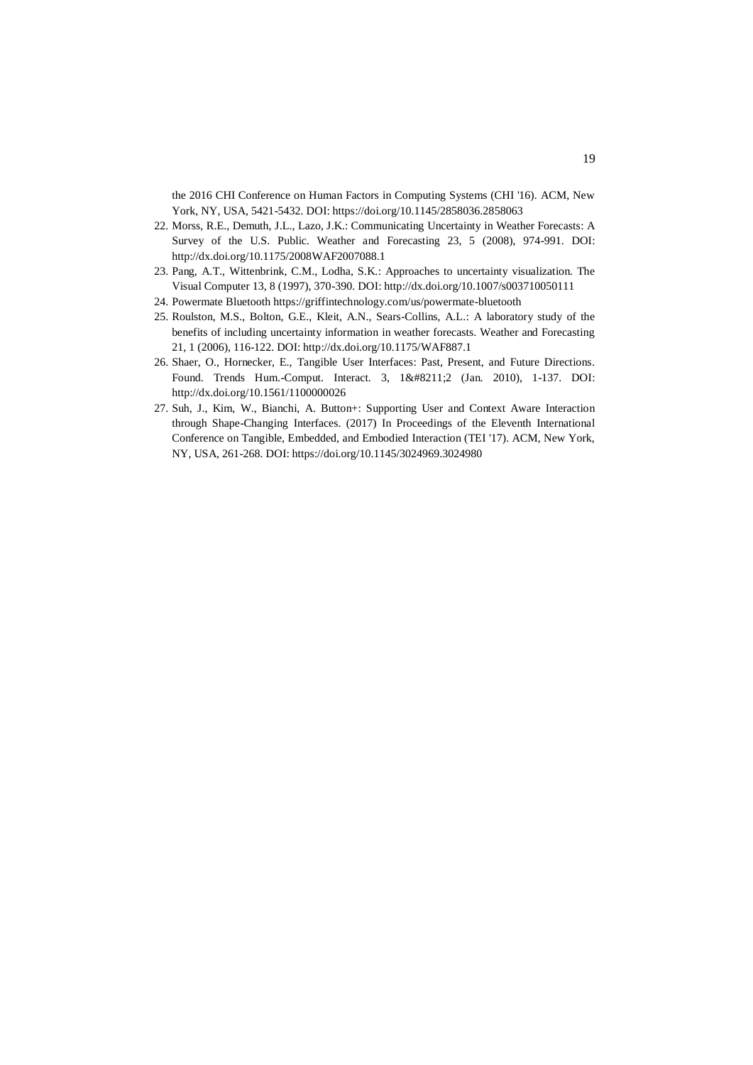the 2016 CHI Conference on Human Factors in Computing Systems (CHI '16). ACM, New York, NY, USA, 5421-5432. DOI: https://doi.org/10.1145/2858036.2858063

22. Morss, R.E., Demuth, J.L., Lazo, J.K.: Communicating Uncertainty in Weather Forecasts: A Survey of the U.S. Public. Weather and Forecasting 23, 5 (2008), 974-991. DOI: http://dx.doi.org/10.1175/2008WAF2007088.1
23. Pang, A.T., Wittenbrink, C.M., Lodha, S.K.: Approaches to uncertainty visualization. The Visual Computer 13, 8 (1997), 370-390. DOI: http://dx.doi.org/10.1007/s003710050111
24. Powermate Bluetooth https://griffintechnology.com/us/powermate-bluetooth
25. Roulston, M.S., Bolton, G.E., Kleit, A.N., Sears-Collins, A.L.: A laboratory study of the benefits of including uncertainty information in weather forecasts. Weather and Forecasting 21, 1 (2006), 116-122. DOI: http://dx.doi.org/10.1175/WAF887.1
26. Shaer, O., Hornecker, E., Tangible User Interfaces: Past, Present, and Future Directions. Found. Trends Hum.-Comput. Interact. 3, 1&#8211;2 (Jan. 2010), 1-137. DOI: http://dx.doi.org/10.1561/1100000026
27. Suh, J., Kim, W., Bianchi, A. Button+: Supporting User and Context Aware Interaction through Shape-Changing Interfaces. (2017) In Proceedings of the Eleventh International Conference on Tangible, Embedded, and Embodied Interaction (TEI '17). ACM, New York, NY, USA, 261-268. DOI: https://doi.org/10.1145/3024969.3024980